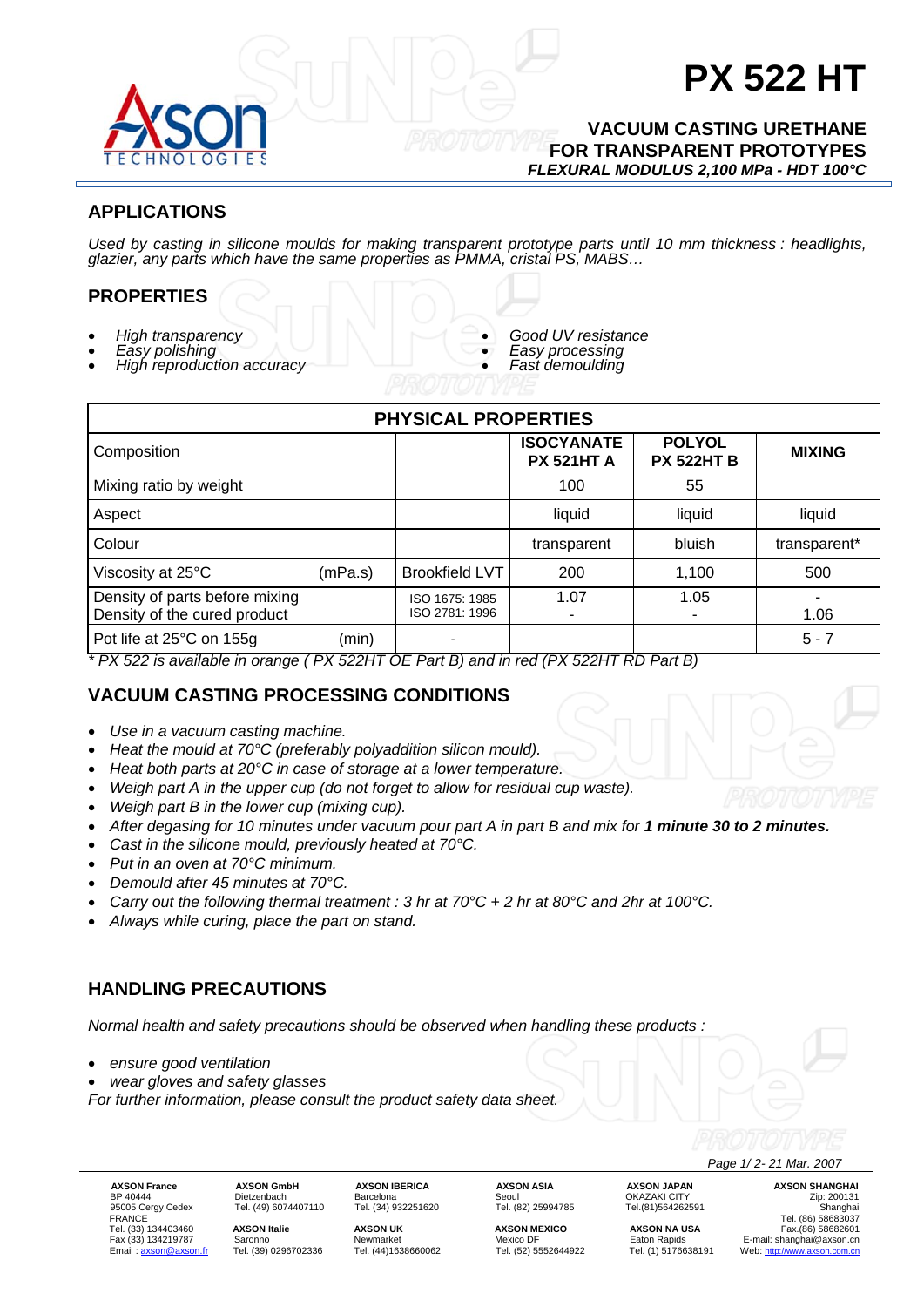# PX 522 HT

## VACUUM CASTING URETHANE FOR TRANSPARENT PROTOTYPES

***FLEXURAL MODULUS 2,100 MPa - HDT 100°C***

## APPLICATIONS

*Used by casting in silicone moulds for making transparent prototype parts until 10 mm thickness : headlights, glazier, any parts which have the same properties as PMMA, cristal PS, MABS…*

## PROPERTIES

- *High transparency*
- *Easy polishing*
- *High reproduction accuracy*
- *Good UV resistance*
- *Easy processing*
- *Fast demoulding*

| PHYSICAL PROPERTIES | | | | | |
|---|---|---|---|---|---|
| Composition | | | **ISOCYANATE PX 521HT A** | **POLYOL PX 522HT B** | **MIXING** |
| Mixing ratio by weight | | | 100 | 55 | |
| Aspect | | | liquid | liquid | liquid |
| Colour | | | transparent | bluish | transparent* |
| Viscosity at 25°C | (mPa.s) | Brookfield LVT | 200 | 1,100 | 500 |
| Density of parts before mixing<br>Density of the cured product | | ISO 1675: 1985<br>ISO 2781: 1996 | 1.07<br>- | 1.05<br>- | -<br>1.06 |
| Pot life at 25°C on 155g | (min) | - | | | 5 - 7 |

*\* PX 522 is available in orange ( PX 522HT OE Part B) and in red (PX 522HT RD Part B)*

## VACUUM CASTING PROCESSING CONDITIONS

- *Use in a vacuum casting machine.*
- *Heat the mould at 70°C (preferably polyaddition silicon mould).*
- *Heat both parts at 20°C in case of storage at a lower temperature.*
- *Weigh part A in the upper cup (do not forget to allow for residual cup waste).*
- *Weigh part B in the lower cup (mixing cup).*
- *After degasing for 10 minutes under vacuum pour part A in part B and mix for* ***1 minute 30 to 2 minutes.***
- *Cast in the silicone mould, previously heated at 70°C.*
- *Put in an oven at 70°C minimum.*
- *Demould after 45 minutes at 70°C.*
- *Carry out the following thermal treatment : 3 hr at 70°C + 2 hr at 80°C and 2hr at 100°C.*
- *Always while curing, place the part on stand.*

## HANDLING PRECAUTIONS

*Normal health and safety precautions should be observed when handling these products :*

- *ensure good ventilation*
- *wear gloves and safety glasses*

*For further information, please consult the product safety data sheet.*

*21 Mar. 2007*

**AXSON France**
BP 40444
95005 Cergy Cedex
FRANCE
Tel. (33) 134403460
Fax (33) 134219787
Email : axson@axson.fr

**AXSON GmbH**
Dietzenbach
Tel. (49) 6074407110

**AXSON Italie**
Saronno
Tel. (39) 0296702336

**AXSON IBERICA**
Barcelona
Tel. (34) 932251620

**AXSON UK**
Newmarket
Tel. (44)1638660062

**AXSON ASIA**
Seoul
Tel. (82) 25994785

**AXSON MEXICO**
Mexico DF
Tel. (52) 5552644922

**AXSON JAPAN**
OKAZAKI CITY
Tel.(81)564262591

**AXSON NA USA**
Eaton Rapids
Tel. (1) 5176638191

**AXSON SHANGHAI**
Zip: 200131
Shanghai
Tel. (86) 58683037
Fax.(86) 58682601
E-mail: shanghai@axson.cn
Web: http://www.axson.com.cn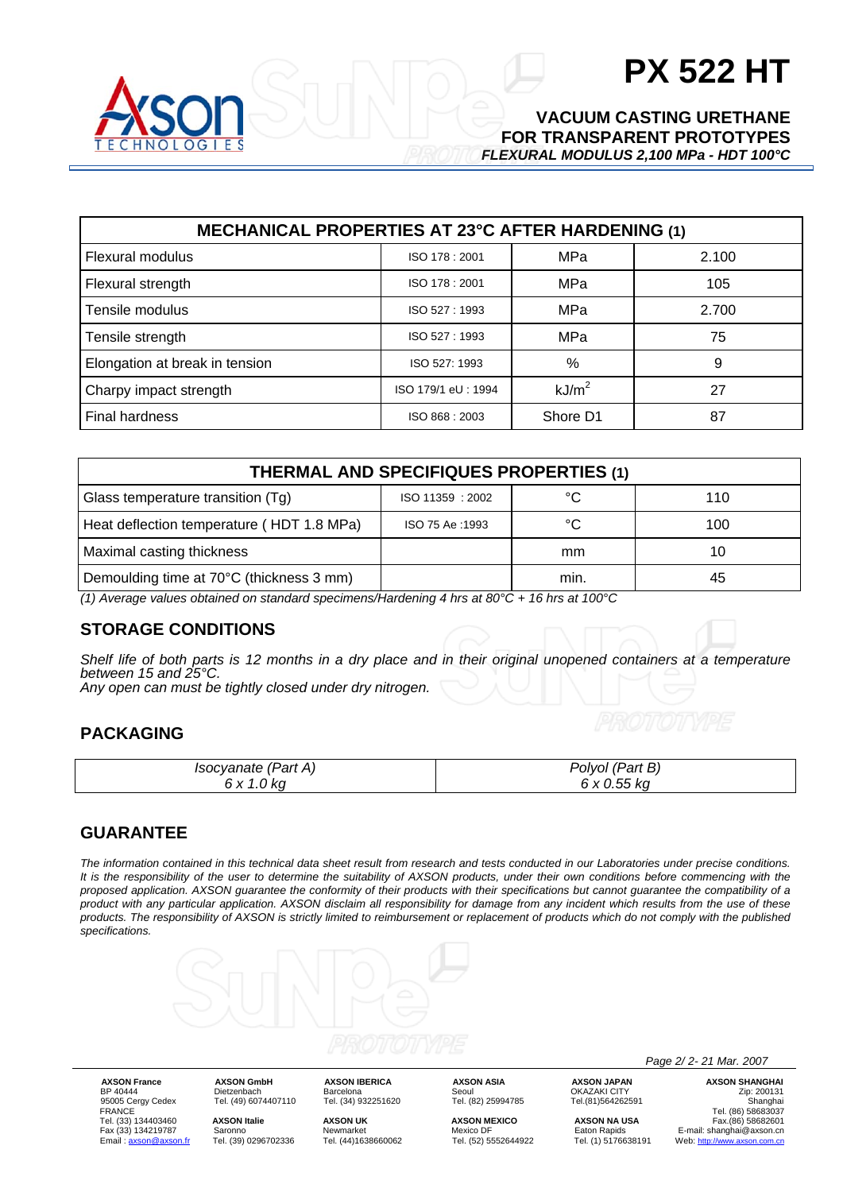# PX 522 HT

**VACUUM CASTING URETHANE FOR TRANSPARENT PROTOTYPES**

***FLEXURAL MODULUS 2,100 MPa - HDT 100°C***

| MECHANICAL PROPERTIES AT 23°C AFTER HARDENING (1) | | | |
|---|---|---|---|
| Flexural modulus | ISO 178 : 2001 | MPa | 2.100 |
| Flexural strength | ISO 178 : 2001 | MPa | 105 |
| Tensile modulus | ISO 527 : 1993 | MPa | 2.700 |
| Tensile strength | ISO 527 : 1993 | MPa | 75 |
| Elongation at break in tension | ISO 527: 1993 | % | 9 |
| Charpy impact strength | ISO 179/1 eU : 1994 | $kJ/m^2$ | 27 |
| Final hardness | ISO 868 : 2003 | Shore D1 | 87 |

| THERMAL AND SPECIFIQUES PROPERTIES (1) | | | |
|---|---|---|---|
| Glass temperature transition (Tg) | ISO 11359 : 2002 | °C | 110 |
| Heat deflection temperature ( HDT 1.8 MPa) | ISO 75 Ae :1993 | °C | 100 |
| Maximal casting thickness | | mm | 10 |
| Demoulding time at 70°C (thickness 3 mm) | | min. | 45 |

*(1) Average values obtained on standard specimens/Hardening 4 hrs at 80°C + 16 hrs at 100°C*

## STORAGE CONDITIONS

*Shelf life of both parts is 12 months in a dry place and in their original unopened containers at a temperature between 15 and 25°C.*
*Any open can must be tightly closed under dry nitrogen.*

## PACKAGING

| Isocyanate (Part A) | Polyol (Part B) |
|---|---|
| 6 x 1.0 kg | 6 x 0.55 kg |

## GUARANTEE

*The information contained in this technical data sheet result from research and tests conducted in our Laboratories under precise conditions. It is the responsibility of the user to determine the suitability of AXSON products, under their own conditions before commencing with the proposed application. AXSON guarantee the conformity of their products with their specifications but cannot guarantee the compatibility of a product with any particular application. AXSON disclaim all responsibility for damage from any incident which results from the use of these products. The responsibility of AXSON is strictly limited to reimbursement or replacement of products which do not comply with the published specifications.*

Page 2/ 2- 21 Mar. 2007

**AXSON France** BP 40444 95005 Cergy Cedex FRANCE Tel. (33) 134403460 Fax (33) 134219787 Email : axson@axson.fr

**AXSON GmbH** Dietzenbach Tel. (49) 6074407110

**AXSON Italie** Saronno Tel. (39) 0296702336

**AXSON IBERICA** Barcelona Tel. (34) 932251620

**AXSON UK** Newmarket Tel. (44)1638660062

**AXSON ASIA** Seoul Tel. (82) 25994785

**AXSON MEXICO** Mexico DF Tel. (52) 5552644922

**AXSON JAPAN** OKAZAKI CITY Tel.(81)564262591

**AXSON NA USA** Eaton Rapids Tel. (1) 5176638191

**AXSON SHANGHAI** Zip: 200131 Shanghai Tel. (86) 58683037 Fax.(86) 58682601 E-mail: shanghai@axson.cn Web: http://www.axson.com.cn